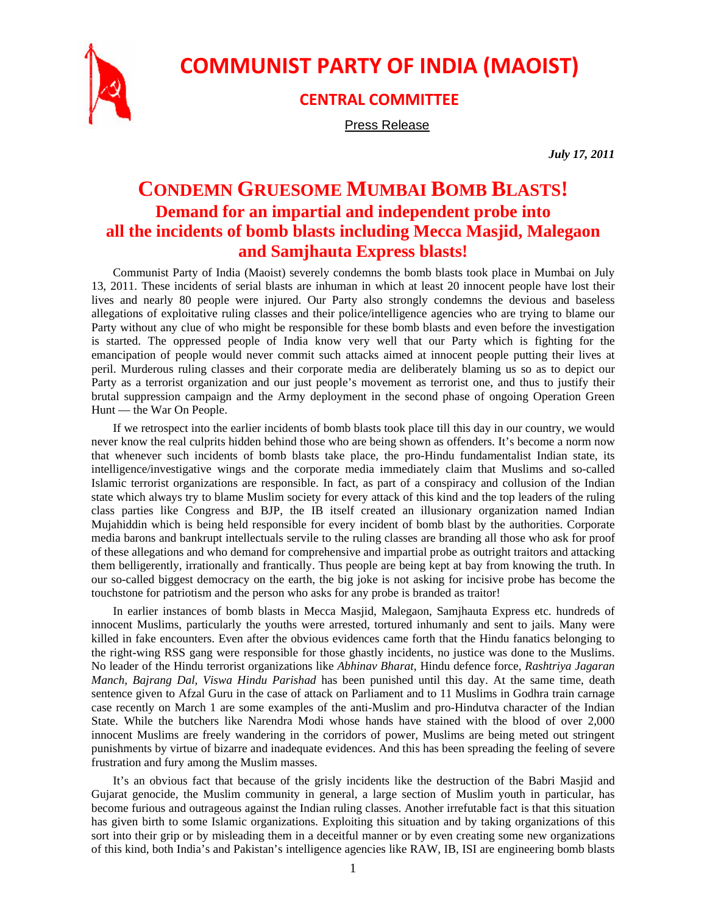# COMMUNIST PARTY OF INDIA (MAOIST)

## CENTRAL COMMITTEE

Press Release

***July 17, 2011***

# CONDEMN GRUESOME MUMBAI BOMB BLASTS!
## Demand for an impartial and independent probe into all the incidents of bomb blasts including Mecca Masjid, Malegaon and Samjhauta Express blasts!

Communist Party of India (Maoist) severely condemns the bomb blasts took place in Mumbai on July 13, 2011. These incidents of serial blasts are inhuman in which at least 20 innocent people have lost their lives and nearly 80 people were injured. Our Party also strongly condemns the devious and baseless allegations of exploitative ruling classes and their police/intelligence agencies who are trying to blame our Party without any clue of who might be responsible for these bomb blasts and even before the investigation is started. The oppressed people of India know very well that our Party which is fighting for the emancipation of people would never commit such attacks aimed at innocent people putting their lives at peril. Murderous ruling classes and their corporate media are deliberately blaming us so as to depict our Party as a terrorist organization and our just people's movement as terrorist one, and thus to justify their brutal suppression campaign and the Army deployment in the second phase of ongoing Operation Green Hunt — the War On People.

If we retrospect into the earlier incidents of bomb blasts took place till this day in our country, we would never know the real culprits hidden behind those who are being shown as offenders. It's become a norm now that whenever such incidents of bomb blasts take place, the pro-Hindu fundamentalist Indian state, its intelligence/investigative wings and the corporate media immediately claim that Muslims and so-called Islamic terrorist organizations are responsible. In fact, as part of a conspiracy and collusion of the Indian state which always try to blame Muslim society for every attack of this kind and the top leaders of the ruling class parties like Congress and BJP, the IB itself created an illusionary organization named Indian Mujahiddin which is being held responsible for every incident of bomb blast by the authorities. Corporate media barons and bankrupt intellectuals servile to the ruling classes are branding all those who ask for proof of these allegations and who demand for comprehensive and impartial probe as outright traitors and attacking them belligerently, irrationally and frantically. Thus people are being kept at bay from knowing the truth. In our so-called biggest democracy on the earth, the big joke is not asking for incisive probe has become the touchstone for patriotism and the person who asks for any probe is branded as traitor!

In earlier instances of bomb blasts in Mecca Masjid, Malegaon, Samjhauta Express etc. hundreds of innocent Muslims, particularly the youths were arrested, tortured inhumanly and sent to jails. Many were killed in fake encounters. Even after the obvious evidences came forth that the Hindu fanatics belonging to the right-wing RSS gang were responsible for those ghastly incidents, no justice was done to the Muslims. No leader of the Hindu terrorist organizations like *Abhinav Bharat*, Hindu defence force, *Rashtriya Jagaran Manch*, *Bajrang Dal*, *Viswa Hindu Parishad* has been punished until this day. At the same time, death sentence given to Afzal Guru in the case of attack on Parliament and to 11 Muslims in Godhra train carnage case recently on March 1 are some examples of the anti-Muslim and pro-Hindutva character of the Indian State. While the butchers like Narendra Modi whose hands have stained with the blood of over 2,000 innocent Muslims are freely wandering in the corridors of power, Muslims are being meted out stringent punishments by virtue of bizarre and inadequate evidences. And this has been spreading the feeling of severe frustration and fury among the Muslim masses.

It's an obvious fact that because of the grisly incidents like the destruction of the Babri Masjid and Gujarat genocide, the Muslim community in general, a large section of Muslim youth in particular, has become furious and outrageous against the Indian ruling classes. Another irrefutable fact is that this situation has given birth to some Islamic organizations. Exploiting this situation and by taking organizations of this sort into their grip or by misleading them in a deceitful manner or by even creating some new organizations of this kind, both India's and Pakistan's intelligence agencies like RAW, IB, ISI are engineering bomb blasts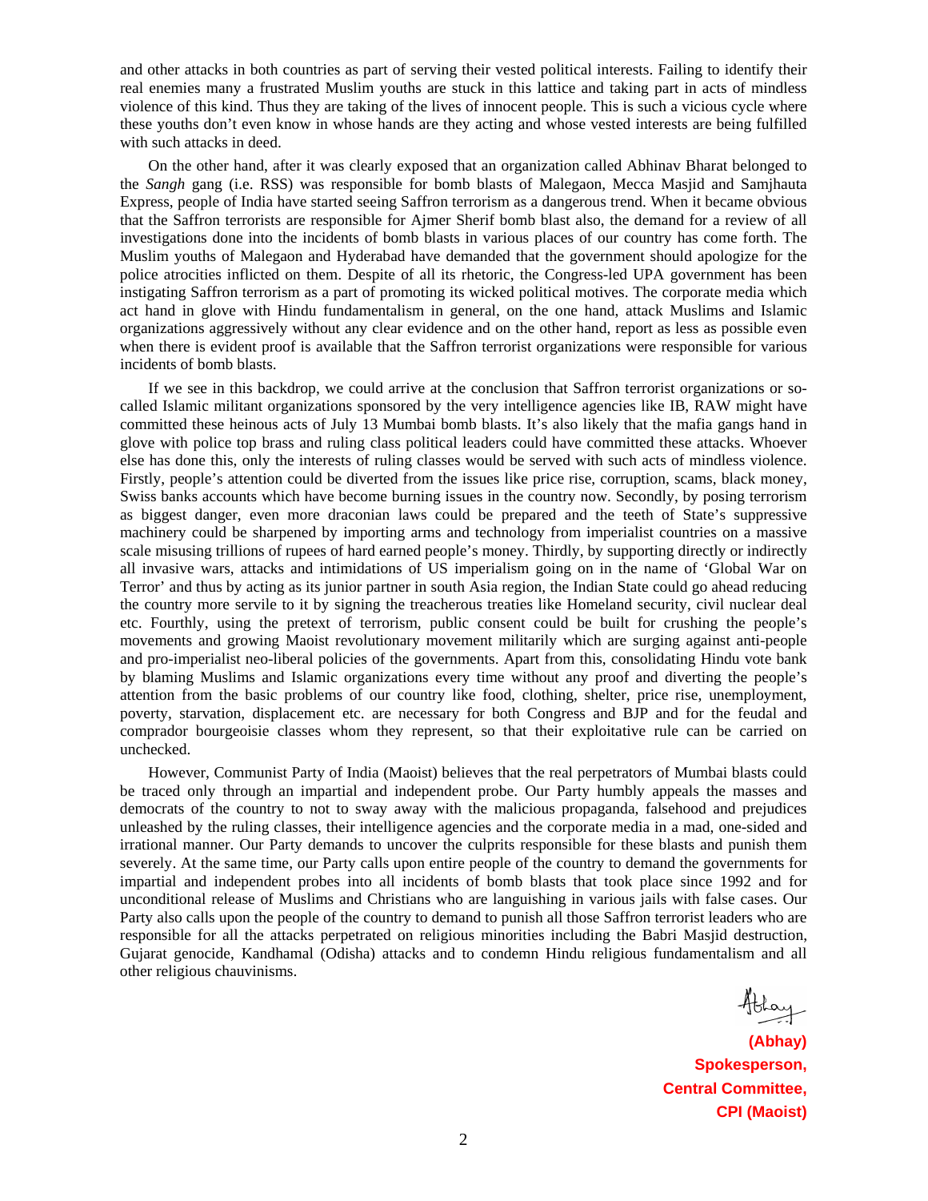and other attacks in both countries as part of serving their vested political interests. Failing to identify their real enemies many a frustrated Muslim youths are stuck in this lattice and taking part in acts of mindless violence of this kind. Thus they are taking of the lives of innocent people. This is such a vicious cycle where these youths don't even know in whose hands are they acting and whose vested interests are being fulfilled with such attacks in deed.

On the other hand, after it was clearly exposed that an organization called Abhinav Bharat belonged to the *Sangh* gang (i.e. RSS) was responsible for bomb blasts of Malegaon, Mecca Masjid and Samjhauta Express, people of India have started seeing Saffron terrorism as a dangerous trend. When it became obvious that the Saffron terrorists are responsible for Ajmer Sherif bomb blast also, the demand for a review of all investigations done into the incidents of bomb blasts in various places of our country has come forth. The Muslim youths of Malegaon and Hyderabad have demanded that the government should apologize for the police atrocities inflicted on them. Despite of all its rhetoric, the Congress-led UPA government has been instigating Saffron terrorism as a part of promoting its wicked political motives. The corporate media which act hand in glove with Hindu fundamentalism in general, on the one hand, attack Muslims and Islamic organizations aggressively without any clear evidence and on the other hand, report as less as possible even when there is evident proof is available that the Saffron terrorist organizations were responsible for various incidents of bomb blasts.

If we see in this backdrop, we could arrive at the conclusion that Saffron terrorist organizations or so-called Islamic militant organizations sponsored by the very intelligence agencies like IB, RAW might have committed these heinous acts of July 13 Mumbai bomb blasts. It's also likely that the mafia gangs hand in glove with police top brass and ruling class political leaders could have committed these attacks. Whoever else has done this, only the interests of ruling classes would be served with such acts of mindless violence. Firstly, people's attention could be diverted from the issues like price rise, corruption, scams, black money, Swiss banks accounts which have become burning issues in the country now. Secondly, by posing terrorism as biggest danger, even more draconian laws could be prepared and the teeth of State's suppressive machinery could be sharpened by importing arms and technology from imperialist countries on a massive scale misusing trillions of rupees of hard earned people's money. Thirdly, by supporting directly or indirectly all invasive wars, attacks and intimidations of US imperialism going on in the name of 'Global War on Terror' and thus by acting as its junior partner in south Asia region, the Indian State could go ahead reducing the country more servile to it by signing the treacherous treaties like Homeland security, civil nuclear deal etc. Fourthly, using the pretext of terrorism, public consent could be built for crushing the people's movements and growing Maoist revolutionary movement militarily which are surging against anti-people and pro-imperialist neo-liberal policies of the governments. Apart from this, consolidating Hindu vote bank by blaming Muslims and Islamic organizations every time without any proof and diverting the people's attention from the basic problems of our country like food, clothing, shelter, price rise, unemployment, poverty, starvation, displacement etc. are necessary for both Congress and BJP and for the feudal and comprador bourgeoisie classes whom they represent, so that their exploitative rule can be carried on unchecked.

However, Communist Party of India (Maoist) believes that the real perpetrators of Mumbai blasts could be traced only through an impartial and independent probe. Our Party humbly appeals the masses and democrats of the country to not to sway away with the malicious propaganda, falsehood and prejudices unleashed by the ruling classes, their intelligence agencies and the corporate media in a mad, one-sided and irrational manner. Our Party demands to uncover the culprits responsible for these blasts and punish them severely. At the same time, our Party calls upon entire people of the country to demand the governments for impartial and independent probes into all incidents of bomb blasts that took place since 1992 and for unconditional release of Muslims and Christians who are languishing in various jails with false cases. Our Party also calls upon the people of the country to demand to punish all those Saffron terrorist leaders who are responsible for all the attacks perpetrated on religious minorities including the Babri Masjid destruction, Gujarat genocide, Kandhamal (Odisha) attacks and to condemn Hindu religious fundamentalism and all other religious chauvinisms.

Abhay

**(Abhay)**
**Spokesperson,**
**Central Committee,**
**CPI (Maoist)**